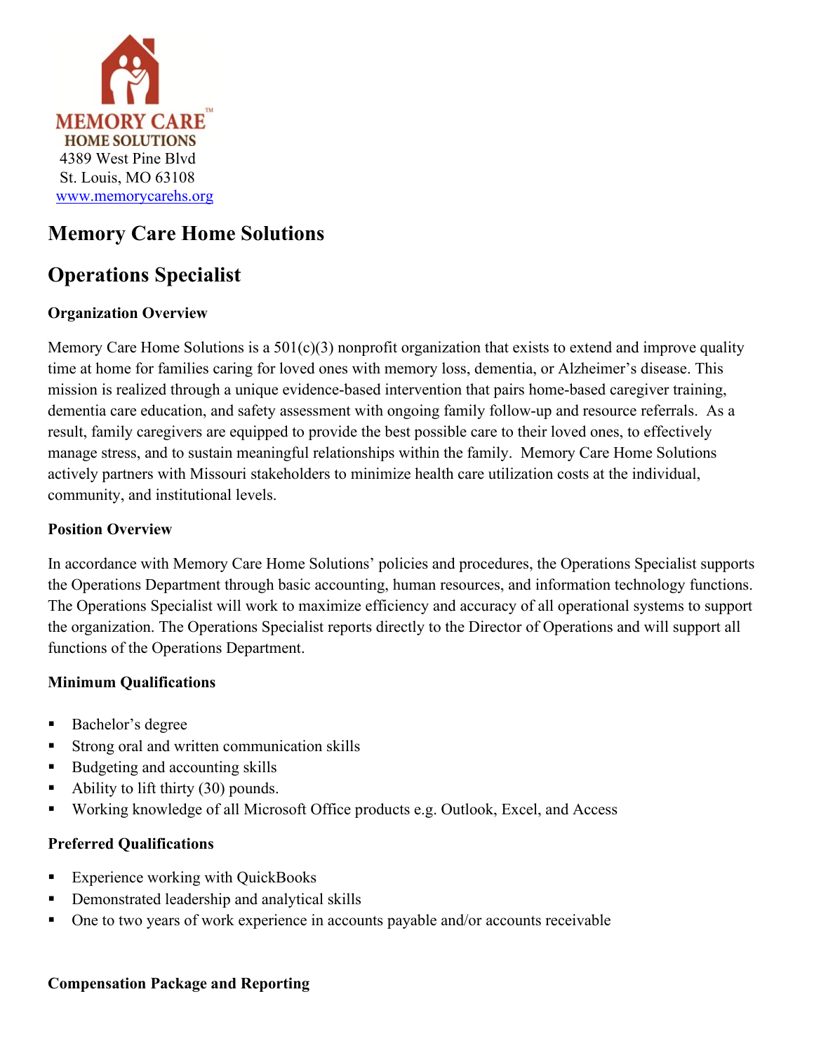MEMORY CARE™
HOME SOLUTIONS

4389 West Pine Blvd
St. Louis, MO 63108
www.memorycarehs.org

# Memory Care Home Solutions

# Operations Specialist

### Organization Overview

Memory Care Home Solutions is a 501(c)(3) nonprofit organization that exists to extend and improve quality time at home for families caring for loved ones with memory loss, dementia, or Alzheimer's disease. This mission is realized through a unique evidence-based intervention that pairs home-based caregiver training, dementia care education, and safety assessment with ongoing family follow-up and resource referrals. As a result, family caregivers are equipped to provide the best possible care to their loved ones, to effectively manage stress, and to sustain meaningful relationships within the family. Memory Care Home Solutions actively partners with Missouri stakeholders to minimize health care utilization costs at the individual, community, and institutional levels.

### Position Overview

In accordance with Memory Care Home Solutions' policies and procedures, the Operations Specialist supports the Operations Department through basic accounting, human resources, and information technology functions. The Operations Specialist will work to maximize efficiency and accuracy of all operational systems to support the organization. The Operations Specialist reports directly to the Director of Operations and will support all functions of the Operations Department.

### Minimum Qualifications

- Bachelor's degree
- Strong oral and written communication skills
- Budgeting and accounting skills
- Ability to lift thirty (30) pounds.
- Working knowledge of all Microsoft Office products e.g. Outlook, Excel, and Access

### Preferred Qualifications

- Experience working with QuickBooks
- Demonstrated leadership and analytical skills
- One to two years of work experience in accounts payable and/or accounts receivable

### Compensation Package and Reporting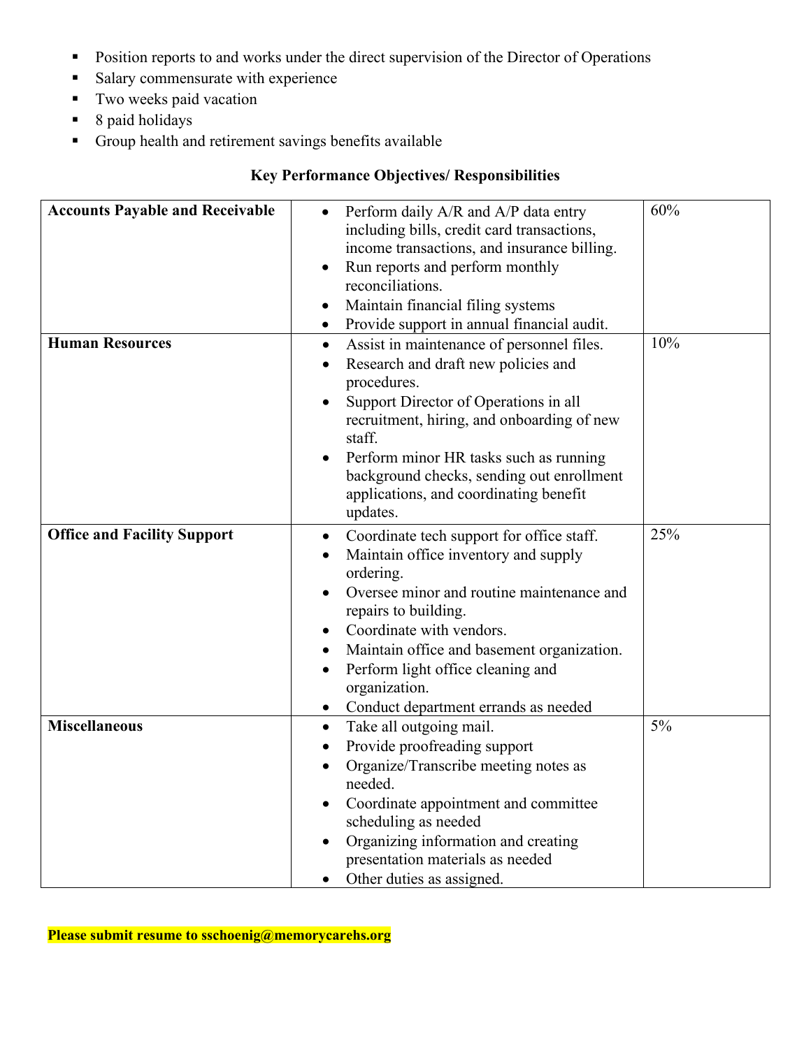- Position reports to and works under the direct supervision of the Director of Operations
- Salary commensurate with experience
- Two weeks paid vacation
- 8 paid holidays
- Group health and retirement savings benefits available

**Key Performance Objectives/ Responsibilities**

| | | |
|---|---|---|
| **Accounts Payable and Receivable** | • Perform daily A/R and A/P data entry including bills, credit card transactions, income transactions, and insurance billing.<br>• Run reports and perform monthly reconciliations.<br>• Maintain financial filing systems<br>• Provide support in annual financial audit. | 60% |
| **Human Resources** | • Assist in maintenance of personnel files.<br>• Research and draft new policies and procedures.<br>• Support Director of Operations in all recruitment, hiring, and onboarding of new staff.<br>• Perform minor HR tasks such as running background checks, sending out enrollment applications, and coordinating benefit updates. | 10% |
| **Office and Facility Support** | • Coordinate tech support for office staff.<br>• Maintain office inventory and supply ordering.<br>• Oversee minor and routine maintenance and repairs to building.<br>• Coordinate with vendors.<br>• Maintain office and basement organization.<br>• Perform light office cleaning and organization.<br>• Conduct department errands as needed | 25% |
| **Miscellaneous** | • Take all outgoing mail.<br>• Provide proofreading support<br>• Organize/Transcribe meeting notes as needed.<br>• Coordinate appointment and committee scheduling as needed<br>• Organizing information and creating presentation materials as needed<br>• Other duties as assigned. | 5% |

**Please submit resume to sschoenig@memorycarehs.org**